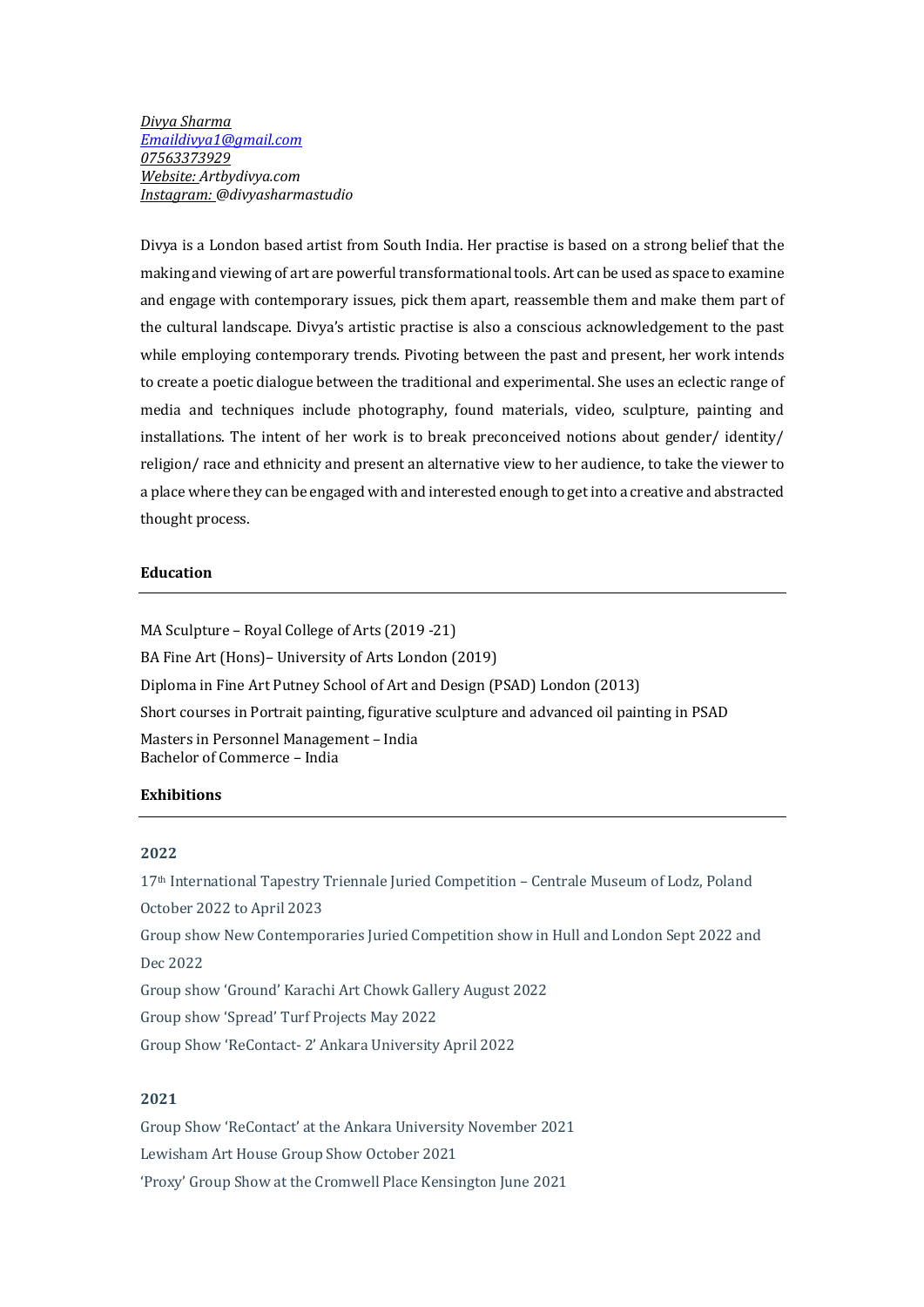*Divya Sharma*
*Emaildivya1@gmail.com*
*07563373929*
*Website: Artbydivya.com*
*Instagram: @divyasharmastudio*

Divya is a London based artist from South India. Her practise is based on a strong belief that the making and viewing of art are powerful transformational tools. Art can be used as space to examine and engage with contemporary issues, pick them apart, reassemble them and make them part of the cultural landscape. Divya's artistic practise is also a conscious acknowledgement to the past while employing contemporary trends. Pivoting between the past and present, her work intends to create a poetic dialogue between the traditional and experimental. She uses an eclectic range of media and techniques include photography, found materials, video, sculpture, painting and installations. The intent of her work is to break preconceived notions about gender/ identity/ religion/ race and ethnicity and present an alternative view to her audience, to take the viewer to a place where they can be engaged with and interested enough to get into a creative and abstracted thought process.

## Education

MA Sculpture – Royal College of Arts (2019 -21)

BA Fine Art (Hons)– University of Arts London (2019)

Diploma in Fine Art Putney School of Art and Design (PSAD) London (2013)

Short courses in Portrait painting, figurative sculpture and advanced oil painting in PSAD

Masters in Personnel Management – India
Bachelor of Commerce – India

## Exhibitions

### 2022

17th International Tapestry Triennale Juried Competition – Centrale Museum of Lodz, Poland October 2022 to April 2023

Group show New Contemporaries Juried Competition show in Hull and London Sept 2022 and Dec 2022

Group show 'Ground' Karachi Art Chowk Gallery August 2022

Group show 'Spread' Turf Projects May 2022

Group Show 'ReContact- 2' Ankara University April 2022

### 2021

Group Show 'ReContact' at the Ankara University November 2021

Lewisham Art House Group Show October 2021

'Proxy' Group Show at the Cromwell Place Kensington June 2021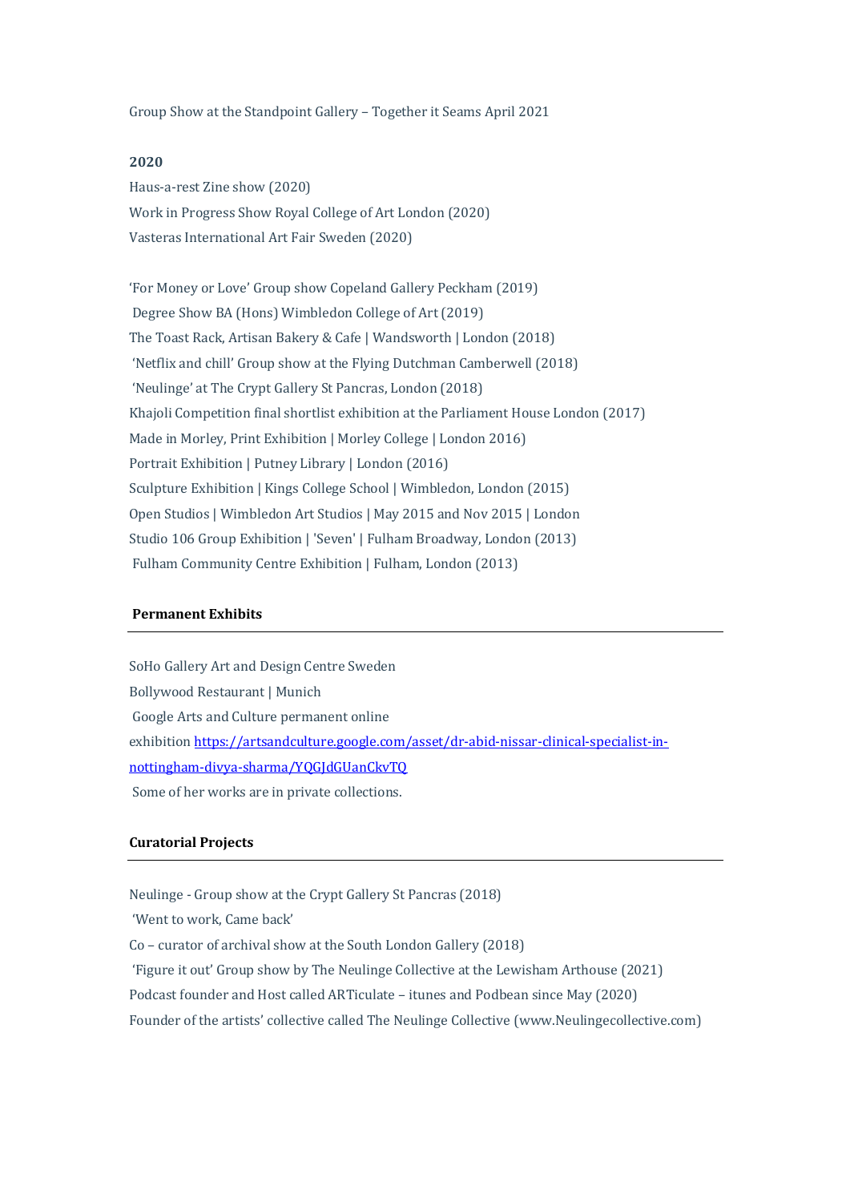Group Show at the Standpoint Gallery – Together it Seams April 2021

**2020**

Haus-a-rest Zine show (2020)

Work in Progress Show Royal College of Art London (2020)

Vasteras International Art Fair Sweden (2020)

'For Money or Love' Group show Copeland Gallery Peckham (2019)

Degree Show BA (Hons) Wimbledon College of Art (2019)

The Toast Rack, Artisan Bakery & Cafe | Wandsworth | London (2018)

'Netflix and chill' Group show at the Flying Dutchman Camberwell (2018)

'Neulinge' at The Crypt Gallery St Pancras, London (2018)

Khajoli Competition final shortlist exhibition at the Parliament House London (2017)

Made in Morley, Print Exhibition | Morley College | London 2016)

Portrait Exhibition | Putney Library | London (2016)

Sculpture Exhibition | Kings College School | Wimbledon, London (2015)

Open Studios | Wimbledon Art Studios | May 2015 and Nov 2015 | London

Studio 106 Group Exhibition | 'Seven' | Fulham Broadway, London (2013)

Fulham Community Centre Exhibition | Fulham, London (2013)

**Permanent Exhibits**

---

SoHo Gallery Art and Design Centre Sweden

Bollywood Restaurant | Munich

Google Arts and Culture permanent online exhibition [https://artsandculture.google.com/asset/dr-abid-nissar-clinical-specialist-in-nottingham-divya-sharma/YQGJdGUanCkvTQ](https://artsandculture.google.com/asset/dr-abid-nissar-clinical-specialist-in-nottingham-divya-sharma/YQGJdGUanCkvTQ)

Some of her works are in private collections.

**Curatorial Projects**

---

Neulinge - Group show at the Crypt Gallery St Pancras (2018)

'Went to work, Came back'

Co – curator of archival show at the South London Gallery (2018)

'Figure it out' Group show by The Neulinge Collective at the Lewisham Arthouse (2021)

Podcast founder and Host called ARTiculate – itunes and Podbean since May (2020)

Founder of the artists' collective called The Neulinge Collective (www.Neulingecollective.com)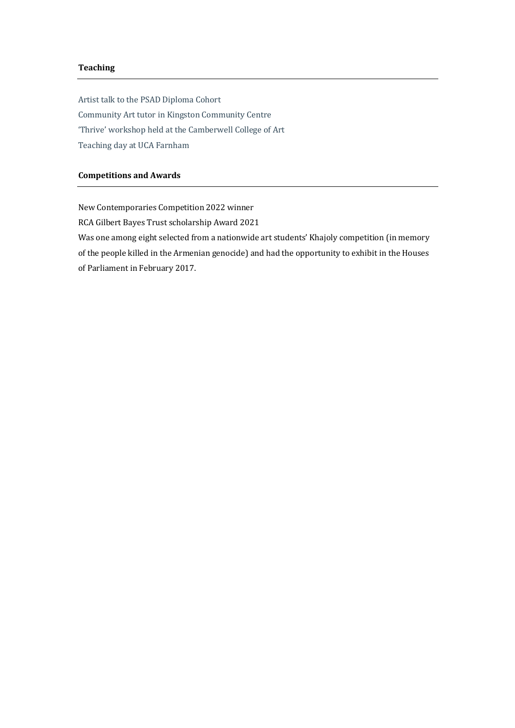**Teaching**

Artist talk to the PSAD Diploma Cohort
Community Art tutor in Kingston Community Centre
'Thrive' workshop held at the Camberwell College of Art
Teaching day at UCA Farnham

**Competitions and Awards**

New Contemporaries Competition 2022 winner
RCA Gilbert Bayes Trust scholarship Award 2021
Was one among eight selected from a nationwide art students' Khajoly competition (in memory of the people killed in the Armenian genocide) and had the opportunity to exhibit in the Houses of Parliament in February 2017.